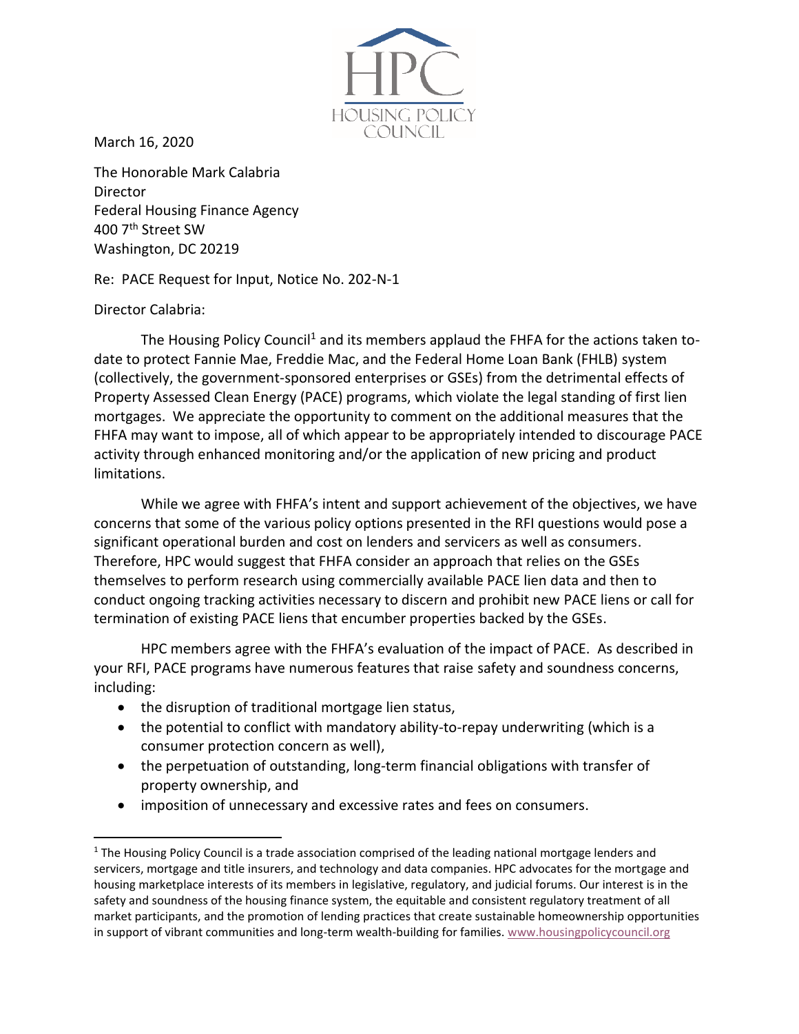March 16, 2020

The Honorable Mark Calabria
Director
Federal Housing Finance Agency
400 7th Street SW
Washington, DC 20219

Re: PACE Request for Input, Notice No. 202-N-1

Director Calabria:

The Housing Policy Council[1] and its members applaud the FHFA for the actions taken to-date to protect Fannie Mae, Freddie Mac, and the Federal Home Loan Bank (FHLB) system (collectively, the government-sponsored enterprises or GSEs) from the detrimental effects of Property Assessed Clean Energy (PACE) programs, which violate the legal standing of first lien mortgages. We appreciate the opportunity to comment on the additional measures that the FHFA may want to impose, all of which appear to be appropriately intended to discourage PACE activity through enhanced monitoring and/or the application of new pricing and product limitations.

While we agree with FHFA's intent and support achievement of the objectives, we have concerns that some of the various policy options presented in the RFI questions would pose a significant operational burden and cost on lenders and servicers as well as consumers. Therefore, HPC would suggest that FHFA consider an approach that relies on the GSEs themselves to perform research using commercially available PACE lien data and then to conduct ongoing tracking activities necessary to discern and prohibit new PACE liens or call for termination of existing PACE liens that encumber properties backed by the GSEs.

HPC members agree with the FHFA's evaluation of the impact of PACE. As described in your RFI, PACE programs have numerous features that raise safety and soundness concerns, including:

- the disruption of traditional mortgage lien status,
- the potential to conflict with mandatory ability-to-repay underwriting (which is a consumer protection concern as well),
- the perpetuation of outstanding, long-term financial obligations with transfer of property ownership, and
- imposition of unnecessary and excessive rates and fees on consumers.

[1] The Housing Policy Council is a trade association comprised of the leading national mortgage lenders and servicers, mortgage and title insurers, and technology and data companies. HPC advocates for the mortgage and housing marketplace interests of its members in legislative, regulatory, and judicial forums. Our interest is in the safety and soundness of the housing finance system, the equitable and consistent regulatory treatment of all market participants, and the promotion of lending practices that create sustainable homeownership opportunities in support of vibrant communities and long-term wealth-building for families. www.housingpolicycouncil.org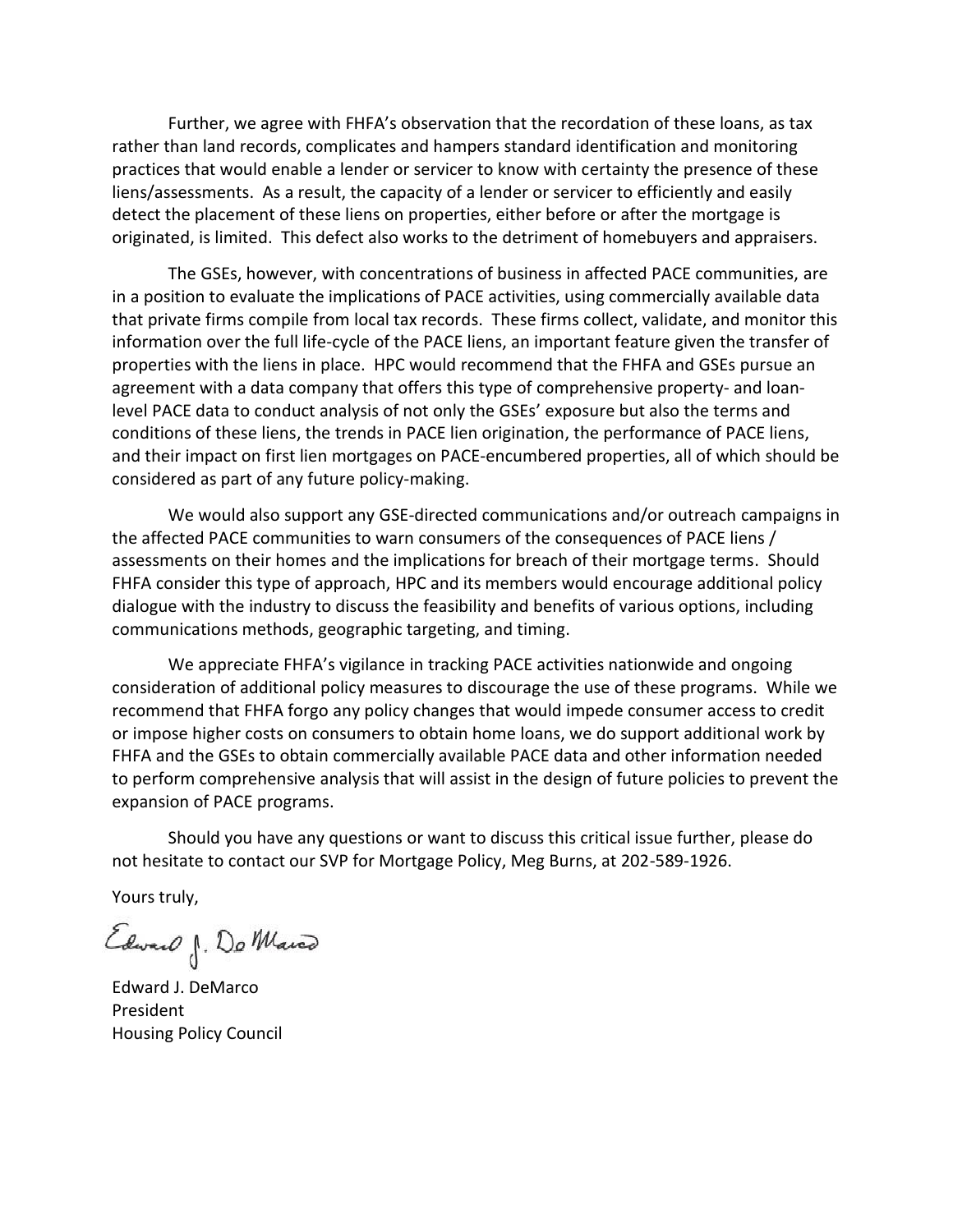Further, we agree with FHFA's observation that the recordation of these loans, as tax rather than land records, complicates and hampers standard identification and monitoring practices that would enable a lender or servicer to know with certainty the presence of these liens/assessments. As a result, the capacity of a lender or servicer to efficiently and easily detect the placement of these liens on properties, either before or after the mortgage is originated, is limited. This defect also works to the detriment of homebuyers and appraisers.

The GSEs, however, with concentrations of business in affected PACE communities, are in a position to evaluate the implications of PACE activities, using commercially available data that private firms compile from local tax records. These firms collect, validate, and monitor this information over the full life-cycle of the PACE liens, an important feature given the transfer of properties with the liens in place. HPC would recommend that the FHFA and GSEs pursue an agreement with a data company that offers this type of comprehensive property- and loan-level PACE data to conduct analysis of not only the GSEs' exposure but also the terms and conditions of these liens, the trends in PACE lien origination, the performance of PACE liens, and their impact on first lien mortgages on PACE-encumbered properties, all of which should be considered as part of any future policy-making.

We would also support any GSE-directed communications and/or outreach campaigns in the affected PACE communities to warn consumers of the consequences of PACE liens / assessments on their homes and the implications for breach of their mortgage terms. Should FHFA consider this type of approach, HPC and its members would encourage additional policy dialogue with the industry to discuss the feasibility and benefits of various options, including communications methods, geographic targeting, and timing.

We appreciate FHFA's vigilance in tracking PACE activities nationwide and ongoing consideration of additional policy measures to discourage the use of these programs. While we recommend that FHFA forgo any policy changes that would impede consumer access to credit or impose higher costs on consumers to obtain home loans, we do support additional work by FHFA and the GSEs to obtain commercially available PACE data and other information needed to perform comprehensive analysis that will assist in the design of future policies to prevent the expansion of PACE programs.

Should you have any questions or want to discuss this critical issue further, please do not hesitate to contact our SVP for Mortgage Policy, Meg Burns, at 202-589-1926.

Yours truly,

Edward J. DeMarco

Edward J. DeMarco  
President  
Housing Policy Council